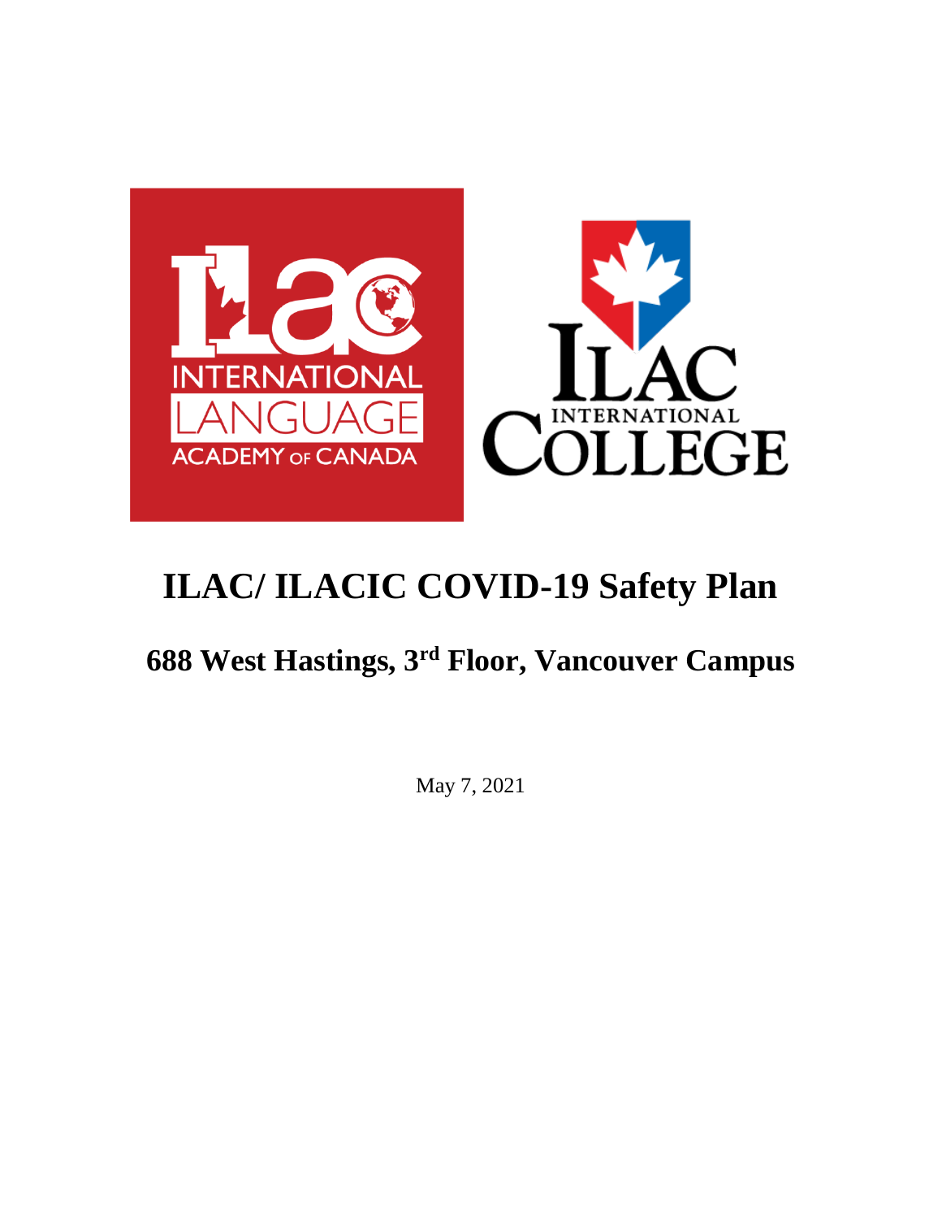# ILAC/ ILACIC COVID-19 Safety Plan

## 688 West Hastings, 3rd Floor, Vancouver Campus

May 7, 2021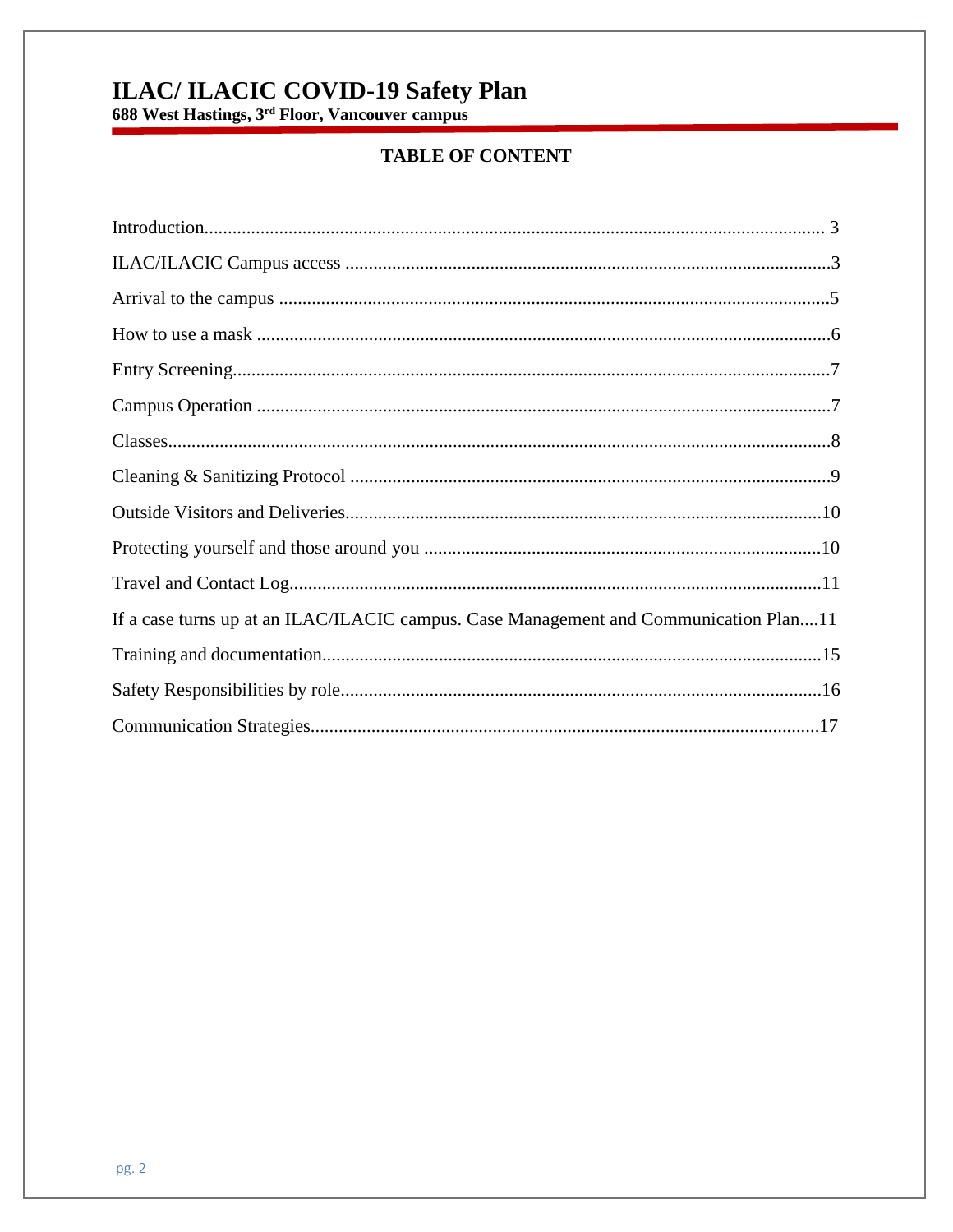# ILAC/ ILACIC COVID-19 Safety Plan

**688 West Hastings, 3rd Floor, Vancouver campus**

**TABLE OF CONTENT**

Introduction.................................................................................................................... 3

ILAC/ILACIC Campus access .......................................................................................3

Arrival to the campus .....................................................................................................5

How to use a mask .........................................................................................................6

Entry Screening...............................................................................................................7

Campus Operation ..........................................................................................................7

Classes.............................................................................................................................8

Cleaning & Sanitizing Protocol ......................................................................................9

Outside Visitors and Deliveries......................................................................................10

Protecting yourself and those around you .....................................................................10

Travel and Contact Log..................................................................................................11

If a case turns up at an ILAC/ILACIC campus. Case Management and Communication Plan....11

Training and documentation..........................................................................................15

Safety Responsibilities by role.......................................................................................16

Communication Strategies.............................................................................................17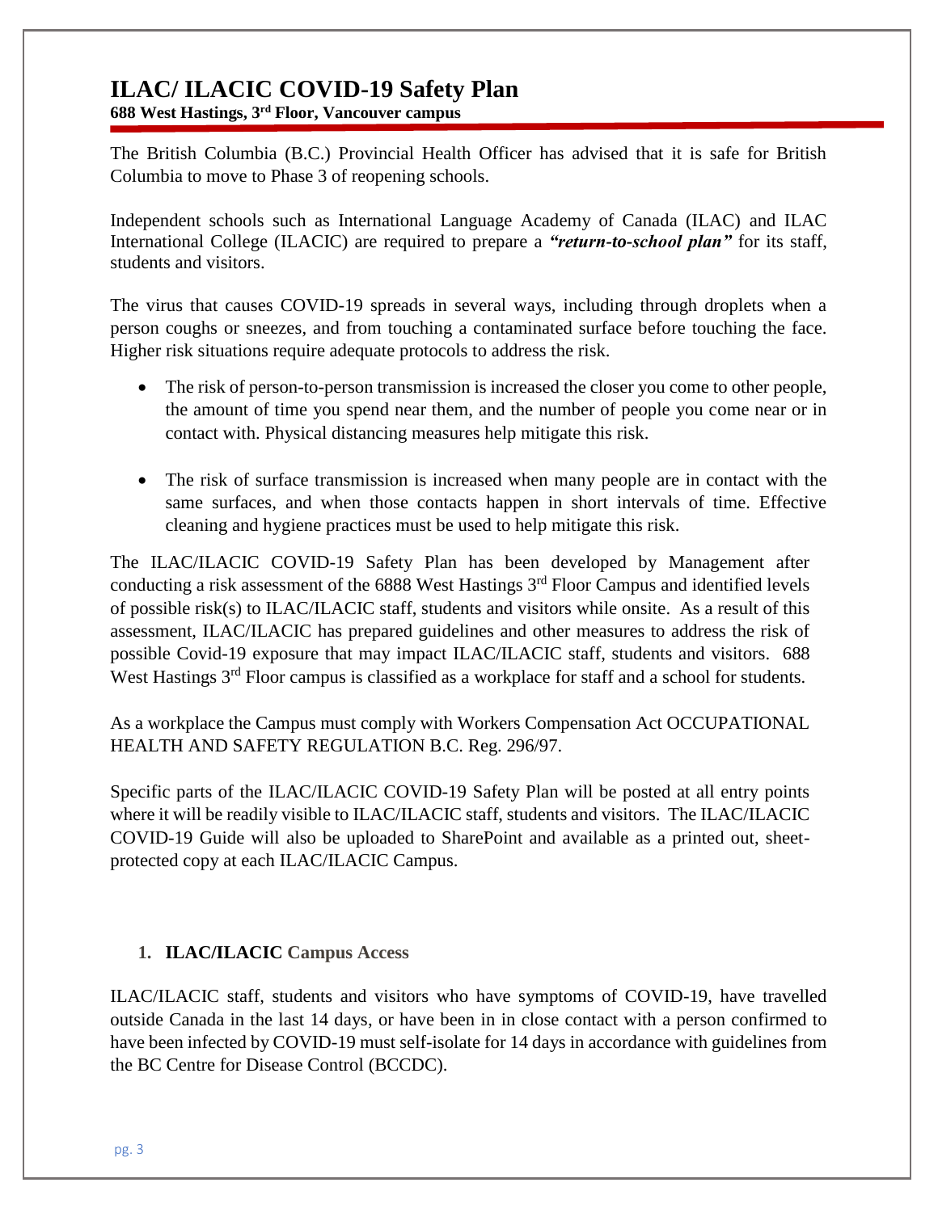# ILAC/ ILACIC COVID-19 Safety Plan

**688 West Hastings, 3rd Floor, Vancouver campus**

The British Columbia (B.C.) Provincial Health Officer has advised that it is safe for British Columbia to move to Phase 3 of reopening schools.

Independent schools such as International Language Academy of Canada (ILAC) and ILAC International College (ILACIC) are required to prepare a ***"return-to-school plan"*** for its staff, students and visitors.

The virus that causes COVID-19 spreads in several ways, including through droplets when a person coughs or sneezes, and from touching a contaminated surface before touching the face. Higher risk situations require adequate protocols to address the risk.

- The risk of person-to-person transmission is increased the closer you come to other people, the amount of time you spend near them, and the number of people you come near or in contact with. Physical distancing measures help mitigate this risk.
- The risk of surface transmission is increased when many people are in contact with the same surfaces, and when those contacts happen in short intervals of time. Effective cleaning and hygiene practices must be used to help mitigate this risk.

The ILAC/ILACIC COVID-19 Safety Plan has been developed by Management after conducting a risk assessment of the 6888 West Hastings 3rd Floor Campus and identified levels of possible risk(s) to ILAC/ILACIC staff, students and visitors while onsite. As a result of this assessment, ILAC/ILACIC has prepared guidelines and other measures to address the risk of possible Covid-19 exposure that may impact ILAC/ILACIC staff, students and visitors. 688 West Hastings 3rd Floor campus is classified as a workplace for staff and a school for students.

As a workplace the Campus must comply with Workers Compensation Act OCCUPATIONAL HEALTH AND SAFETY REGULATION B.C. Reg. 296/97.

Specific parts of the ILAC/ILACIC COVID-19 Safety Plan will be posted at all entry points where it will be readily visible to ILAC/ILACIC staff, students and visitors. The ILAC/ILACIC COVID-19 Guide will also be uploaded to SharePoint and available as a printed out, sheet-protected copy at each ILAC/ILACIC Campus.

## 1. ILAC/ILACIC Campus Access

ILAC/ILACIC staff, students and visitors who have symptoms of COVID-19, have travelled outside Canada in the last 14 days, or have been in in close contact with a person confirmed to have been infected by COVID-19 must self-isolate for 14 days in accordance with guidelines from the BC Centre for Disease Control (BCCDC).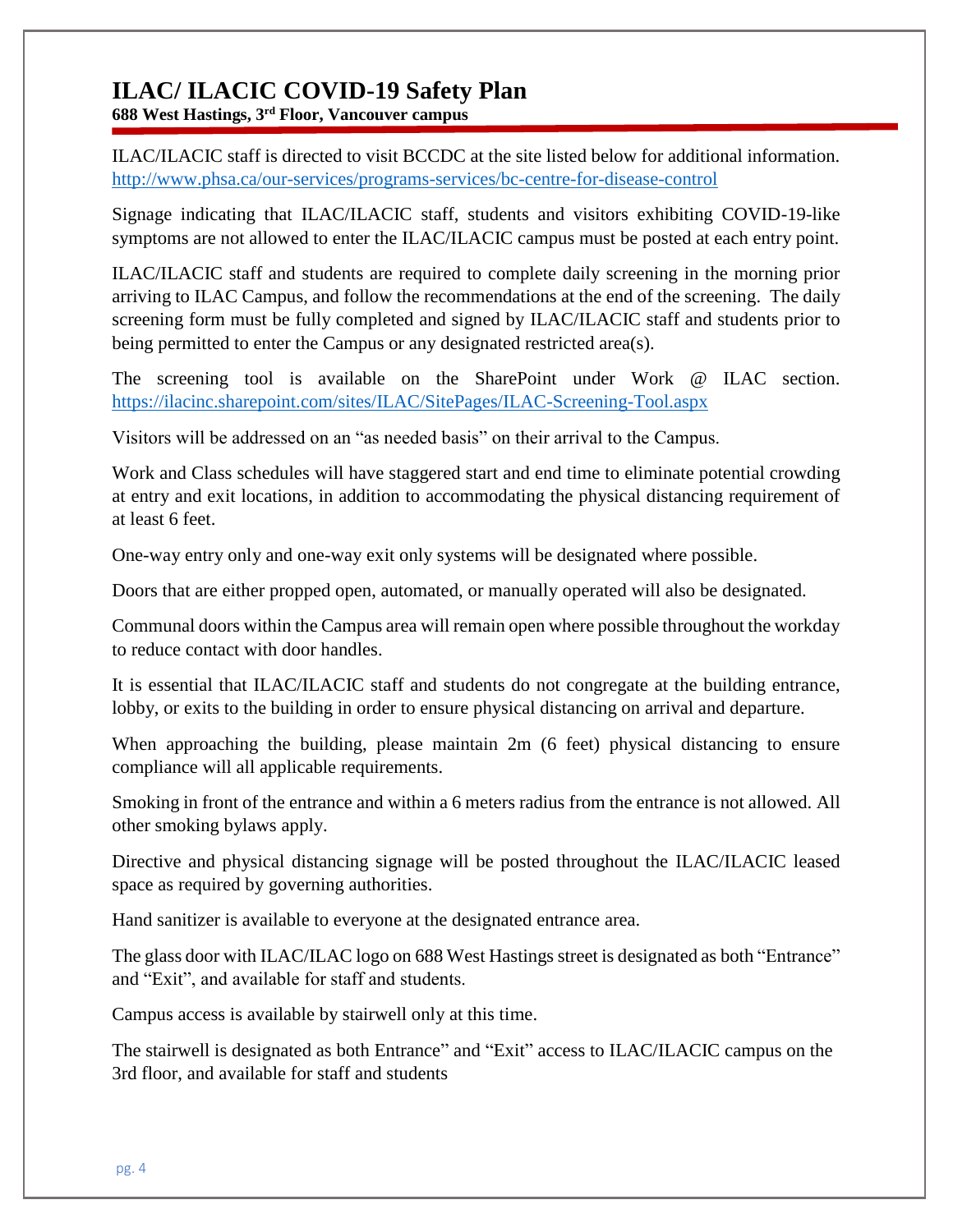# ILAC/ ILACIC COVID-19 Safety Plan

**688 West Hastings, 3rd Floor, Vancouver campus**

ILAC/ILACIC staff is directed to visit BCCDC at the site listed below for additional information. http://www.phsa.ca/our-services/programs-services/bc-centre-for-disease-control

Signage indicating that ILAC/ILACIC staff, students and visitors exhibiting COVID-19-like symptoms are not allowed to enter the ILAC/ILACIC campus must be posted at each entry point.

ILAC/ILACIC staff and students are required to complete daily screening in the morning prior arriving to ILAC Campus, and follow the recommendations at the end of the screening. The daily screening form must be fully completed and signed by ILAC/ILACIC staff and students prior to being permitted to enter the Campus or any designated restricted area(s).

The screening tool is available on the SharePoint under Work @ ILAC section. https://ilacinc.sharepoint.com/sites/ILAC/SitePages/ILAC-Screening-Tool.aspx

Visitors will be addressed on an "as needed basis" on their arrival to the Campus.

Work and Class schedules will have staggered start and end time to eliminate potential crowding at entry and exit locations, in addition to accommodating the physical distancing requirement of at least 6 feet.

One-way entry only and one-way exit only systems will be designated where possible.

Doors that are either propped open, automated, or manually operated will also be designated.

Communal doors within the Campus area will remain open where possible throughout the workday to reduce contact with door handles.

It is essential that ILAC/ILACIC staff and students do not congregate at the building entrance, lobby, or exits to the building in order to ensure physical distancing on arrival and departure.

When approaching the building, please maintain 2m (6 feet) physical distancing to ensure compliance will all applicable requirements.

Smoking in front of the entrance and within a 6 meters radius from the entrance is not allowed. All other smoking bylaws apply.

Directive and physical distancing signage will be posted throughout the ILAC/ILACIC leased space as required by governing authorities.

Hand sanitizer is available to everyone at the designated entrance area.

The glass door with ILAC/ILAC logo on 688 West Hastings street is designated as both "Entrance" and "Exit", and available for staff and students.

Campus access is available by stairwell only at this time.

The stairwell is designated as both Entrance" and "Exit" access to ILAC/ILACIC campus on the 3rd floor, and available for staff and students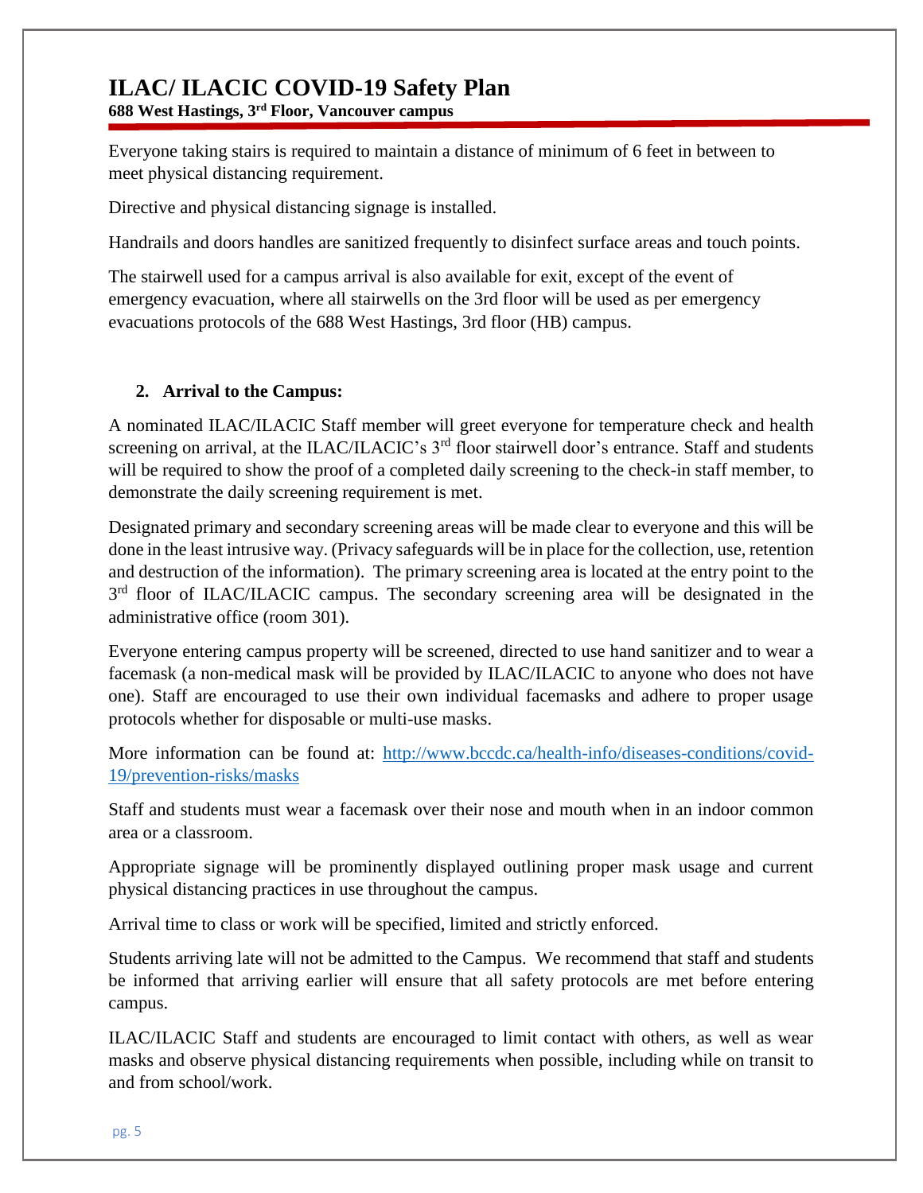Everyone taking stairs is required to maintain a distance of minimum of 6 feet in between to meet physical distancing requirement.

Directive and physical distancing signage is installed.

Handrails and doors handles are sanitized frequently to disinfect surface areas and touch points.

The stairwell used for a campus arrival is also available for exit, except of the event of emergency evacuation, where all stairwells on the 3rd floor will be used as per emergency evacuations protocols of the 688 West Hastings, 3rd floor (HB) campus.

## 2. Arrival to the Campus:

A nominated ILAC/ILACIC Staff member will greet everyone for temperature check and health screening on arrival, at the ILAC/ILACIC's 3rd floor stairwell door's entrance. Staff and students will be required to show the proof of a completed daily screening to the check-in staff member, to demonstrate the daily screening requirement is met.

Designated primary and secondary screening areas will be made clear to everyone and this will be done in the least intrusive way. (Privacy safeguards will be in place for the collection, use, retention and destruction of the information). The primary screening area is located at the entry point to the 3rd floor of ILAC/ILACIC campus. The secondary screening area will be designated in the administrative office (room 301).

Everyone entering campus property will be screened, directed to use hand sanitizer and to wear a facemask (a non-medical mask will be provided by ILAC/ILACIC to anyone who does not have one). Staff are encouraged to use their own individual facemasks and adhere to proper usage protocols whether for disposable or multi-use masks.

More information can be found at: [http://www.bccdc.ca/health-info/diseases-conditions/covid-19/prevention-risks/masks](http://www.bccdc.ca/health-info/diseases-conditions/covid-19/prevention-risks/masks)

Staff and students must wear a facemask over their nose and mouth when in an indoor common area or a classroom.

Appropriate signage will be prominently displayed outlining proper mask usage and current physical distancing practices in use throughout the campus.

Arrival time to class or work will be specified, limited and strictly enforced.

Students arriving late will not be admitted to the Campus. We recommend that staff and students be informed that arriving earlier will ensure that all safety protocols are met before entering campus.

ILAC/ILACIC Staff and students are encouraged to limit contact with others, as well as wear masks and observe physical distancing requirements when possible, including while on transit to and from school/work.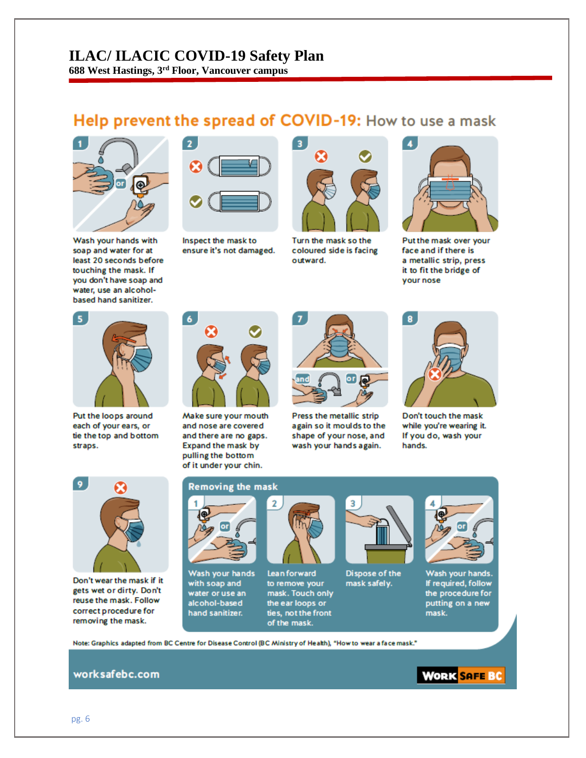# ILAC/ ILACIC COVID-19 Safety Plan

**688 West Hastings, 3rd Floor, Vancouver campus**

## Help prevent the spread of COVID-19: How to use a mask

1. Wash your hands with soap and water for at least 20 seconds before touching the mask. If you don't have soap and water, use an alcohol-based hand sanitizer.
2. Inspect the mask to ensure it's not damaged.
3. Turn the mask so the coloured side is facing outward.
4. Put the mask over your face and if there is a metallic strip, press it to fit the bridge of your nose
5. Put the loops around each of your ears, or tie the top and bottom straps.
6. Make sure your mouth and nose are covered and there are no gaps. Expand the mask by pulling the bottom of it under your chin.
7. Press the metallic strip again so it moulds to the shape of your nose, and wash your hands again.
8. Don't touch the mask while you're wearing it. If you do, wash your hands.
9. Don't wear the mask if it gets wet or dirty. Don't reuse the mask. Follow correct procedure for removing the mask.

### Removing the mask

1. Wash your hands with soap and water or use an alcohol-based hand sanitizer.
2. Lean forward to remove your mask. Touch only the ear loops or ties, not the front of the mask.
3. Dispose of the mask safely.
4. Wash your hands. If required, follow the procedure for putting on a new mask.

Note: Graphics adapted from BC Centre for Disease Control (BC Ministry of Health), "How to wear a face mask."

worksafebc.com

WORKSAFEBC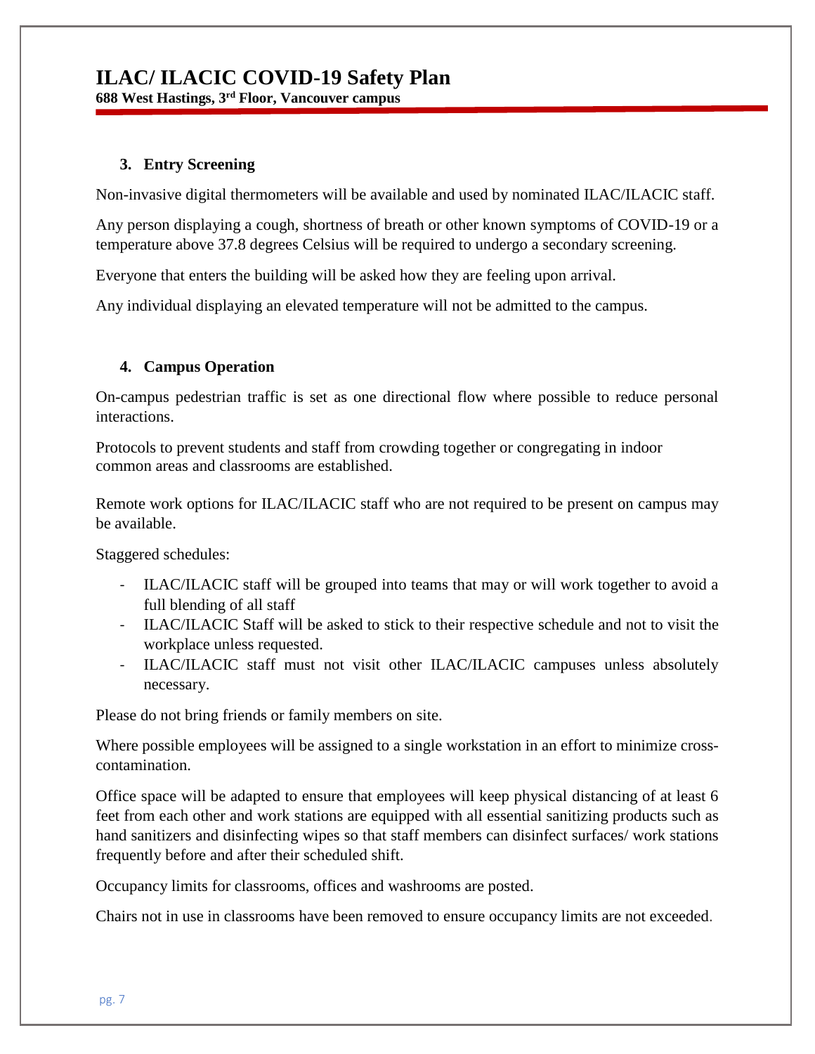### 3. Entry Screening

Non-invasive digital thermometers will be available and used by nominated ILAC/ILACIC staff.

Any person displaying a cough, shortness of breath or other known symptoms of COVID-19 or a temperature above 37.8 degrees Celsius will be required to undergo a secondary screening.

Everyone that enters the building will be asked how they are feeling upon arrival.

Any individual displaying an elevated temperature will not be admitted to the campus.

### 4. Campus Operation

On-campus pedestrian traffic is set as one directional flow where possible to reduce personal interactions.

Protocols to prevent students and staff from crowding together or congregating in indoor common areas and classrooms are established.

Remote work options for ILAC/ILACIC staff who are not required to be present on campus may be available.

Staggered schedules:

- ILAC/ILACIC staff will be grouped into teams that may or will work together to avoid a full blending of all staff
- ILAC/ILACIC Staff will be asked to stick to their respective schedule and not to visit the workplace unless requested.
- ILAC/ILACIC staff must not visit other ILAC/ILACIC campuses unless absolutely necessary.

Please do not bring friends or family members on site.

Where possible employees will be assigned to a single workstation in an effort to minimize cross-contamination.

Office space will be adapted to ensure that employees will keep physical distancing of at least 6 feet from each other and work stations are equipped with all essential sanitizing products such as hand sanitizers and disinfecting wipes so that staff members can disinfect surfaces/ work stations frequently before and after their scheduled shift.

Occupancy limits for classrooms, offices and washrooms are posted.

Chairs not in use in classrooms have been removed to ensure occupancy limits are not exceeded.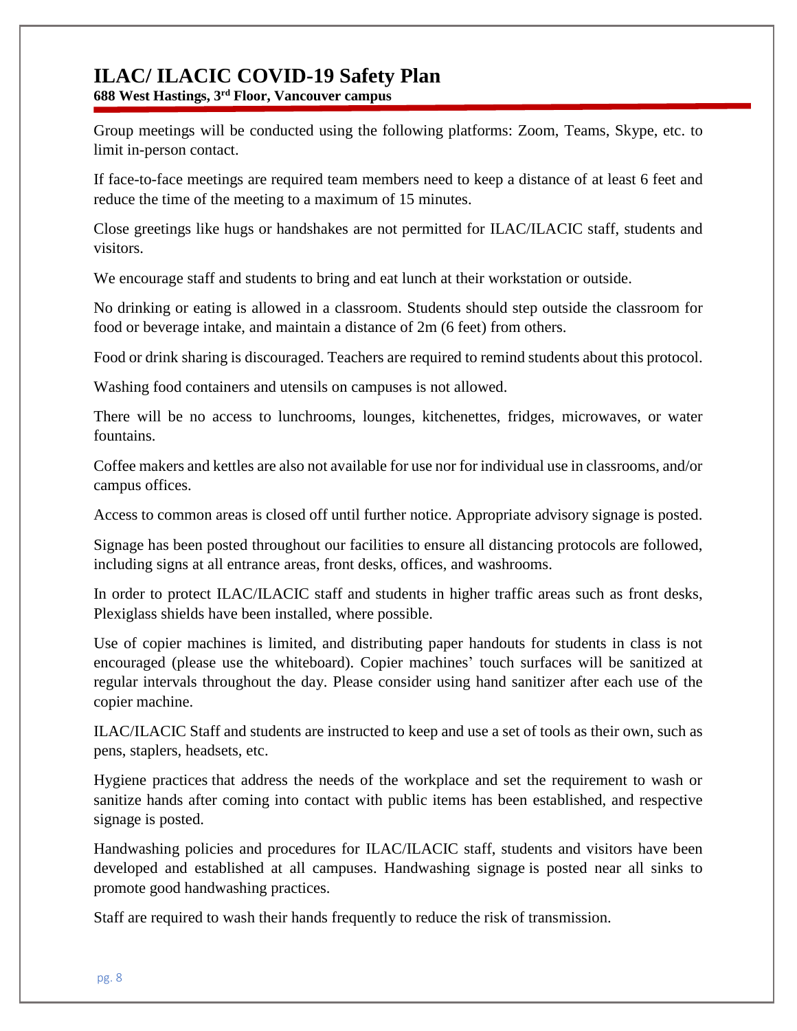Group meetings will be conducted using the following platforms: Zoom, Teams, Skype, etc. to limit in-person contact.

If face-to-face meetings are required team members need to keep a distance of at least 6 feet and reduce the time of the meeting to a maximum of 15 minutes.

Close greetings like hugs or handshakes are not permitted for ILAC/ILACIC staff, students and visitors.

We encourage staff and students to bring and eat lunch at their workstation or outside.

No drinking or eating is allowed in a classroom. Students should step outside the classroom for food or beverage intake, and maintain a distance of 2m (6 feet) from others.

Food or drink sharing is discouraged. Teachers are required to remind students about this protocol.

Washing food containers and utensils on campuses is not allowed.

There will be no access to lunchrooms, lounges, kitchenettes, fridges, microwaves, or water fountains.

Coffee makers and kettles are also not available for use nor for individual use in classrooms, and/or campus offices.

Access to common areas is closed off until further notice. Appropriate advisory signage is posted.

Signage has been posted throughout our facilities to ensure all distancing protocols are followed, including signs at all entrance areas, front desks, offices, and washrooms.

In order to protect ILAC/ILACIC staff and students in higher traffic areas such as front desks, Plexiglass shields have been installed, where possible.

Use of copier machines is limited, and distributing paper handouts for students in class is not encouraged (please use the whiteboard). Copier machines' touch surfaces will be sanitized at regular intervals throughout the day. Please consider using hand sanitizer after each use of the copier machine.

ILAC/ILACIC Staff and students are instructed to keep and use a set of tools as their own, such as pens, staplers, headsets, etc.

Hygiene practices that address the needs of the workplace and set the requirement to wash or sanitize hands after coming into contact with public items has been established, and respective signage is posted.

Handwashing policies and procedures for ILAC/ILACIC staff, students and visitors have been developed and established at all campuses. Handwashing signage is posted near all sinks to promote good handwashing practices.

Staff are required to wash their hands frequently to reduce the risk of transmission.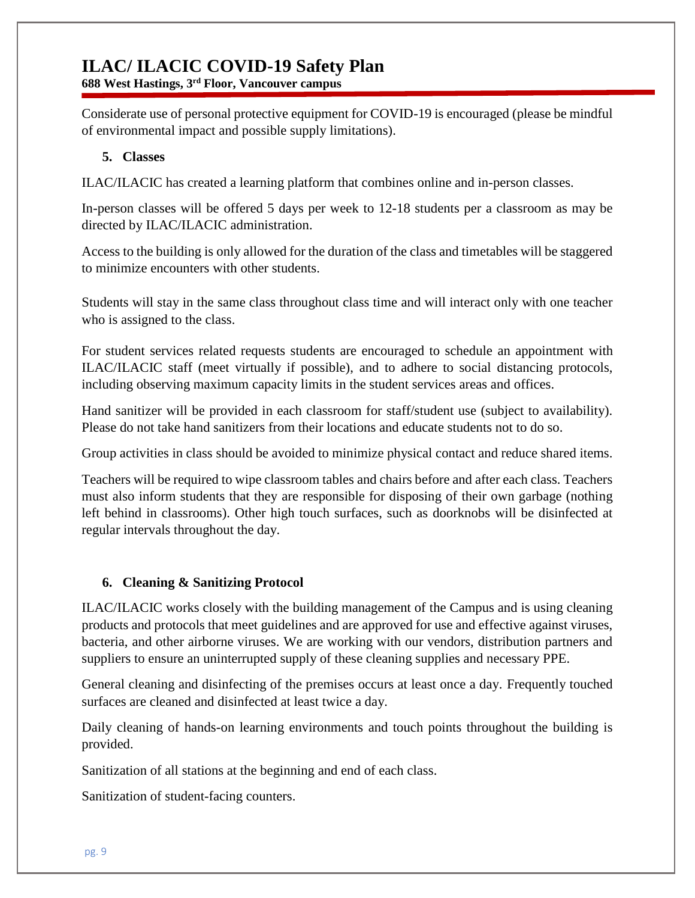Considerate use of personal protective equipment for COVID-19 is encouraged (please be mindful of environmental impact and possible supply limitations).

## 5. Classes

ILAC/ILACIC has created a learning platform that combines online and in-person classes.

In-person classes will be offered 5 days per week to 12-18 students per a classroom as may be directed by ILAC/ILACIC administration.

Access to the building is only allowed for the duration of the class and timetables will be staggered to minimize encounters with other students.

Students will stay in the same class throughout class time and will interact only with one teacher who is assigned to the class.

For student services related requests students are encouraged to schedule an appointment with ILAC/ILACIC staff (meet virtually if possible), and to adhere to social distancing protocols, including observing maximum capacity limits in the student services areas and offices.

Hand sanitizer will be provided in each classroom for staff/student use (subject to availability). Please do not take hand sanitizers from their locations and educate students not to do so.

Group activities in class should be avoided to minimize physical contact and reduce shared items.

Teachers will be required to wipe classroom tables and chairs before and after each class. Teachers must also inform students that they are responsible for disposing of their own garbage (nothing left behind in classrooms). Other high touch surfaces, such as doorknobs will be disinfected at regular intervals throughout the day.

## 6. Cleaning & Sanitizing Protocol

ILAC/ILACIC works closely with the building management of the Campus and is using cleaning products and protocols that meet guidelines and are approved for use and effective against viruses, bacteria, and other airborne viruses. We are working with our vendors, distribution partners and suppliers to ensure an uninterrupted supply of these cleaning supplies and necessary PPE.

General cleaning and disinfecting of the premises occurs at least once a day. Frequently touched surfaces are cleaned and disinfected at least twice a day.

Daily cleaning of hands-on learning environments and touch points throughout the building is provided.

Sanitization of all stations at the beginning and end of each class.

Sanitization of student-facing counters.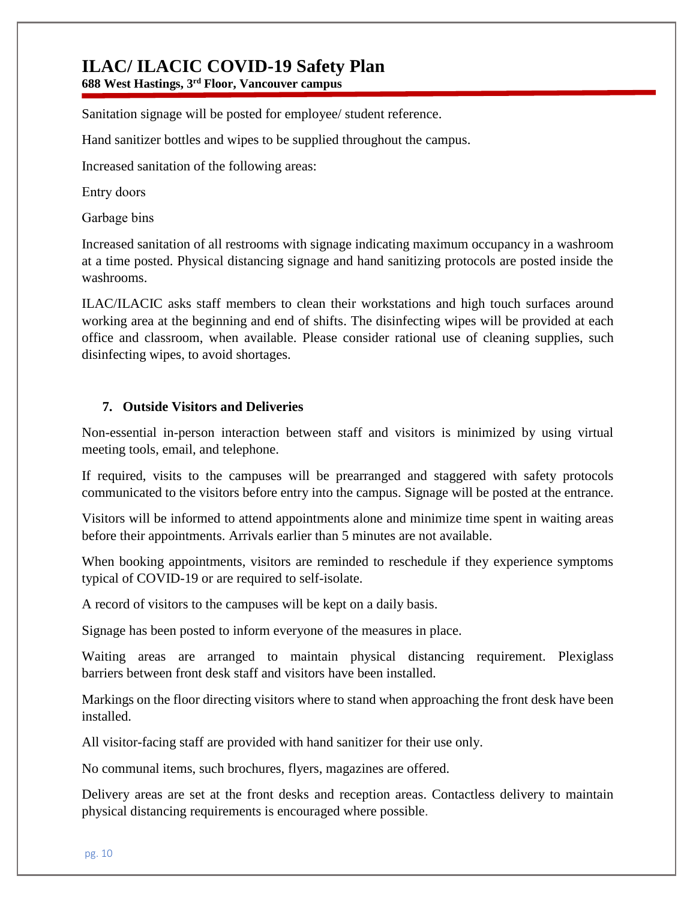Sanitation signage will be posted for employee/ student reference.

Hand sanitizer bottles and wipes to be supplied throughout the campus.

Increased sanitation of the following areas:

Entry doors

Garbage bins

Increased sanitation of all restrooms with signage indicating maximum occupancy in a washroom at a time posted. Physical distancing signage and hand sanitizing protocols are posted inside the washrooms.

ILAC/ILACIC asks staff members to clean their workstations and high touch surfaces around working area at the beginning and end of shifts. The disinfecting wipes will be provided at each office and classroom, when available. Please consider rational use of cleaning supplies, such disinfecting wipes, to avoid shortages.

## 7. Outside Visitors and Deliveries

Non-essential in-person interaction between staff and visitors is minimized by using virtual meeting tools, email, and telephone.

If required, visits to the campuses will be prearranged and staggered with safety protocols communicated to the visitors before entry into the campus. Signage will be posted at the entrance.

Visitors will be informed to attend appointments alone and minimize time spent in waiting areas before their appointments. Arrivals earlier than 5 minutes are not available.

When booking appointments, visitors are reminded to reschedule if they experience symptoms typical of COVID-19 or are required to self-isolate.

A record of visitors to the campuses will be kept on a daily basis.

Signage has been posted to inform everyone of the measures in place.

Waiting areas are arranged to maintain physical distancing requirement. Plexiglass barriers between front desk staff and visitors have been installed.

Markings on the floor directing visitors where to stand when approaching the front desk have been installed.

All visitor-facing staff are provided with hand sanitizer for their use only.

No communal items, such brochures, flyers, magazines are offered.

Delivery areas are set at the front desks and reception areas. Contactless delivery to maintain physical distancing requirements is encouraged where possible.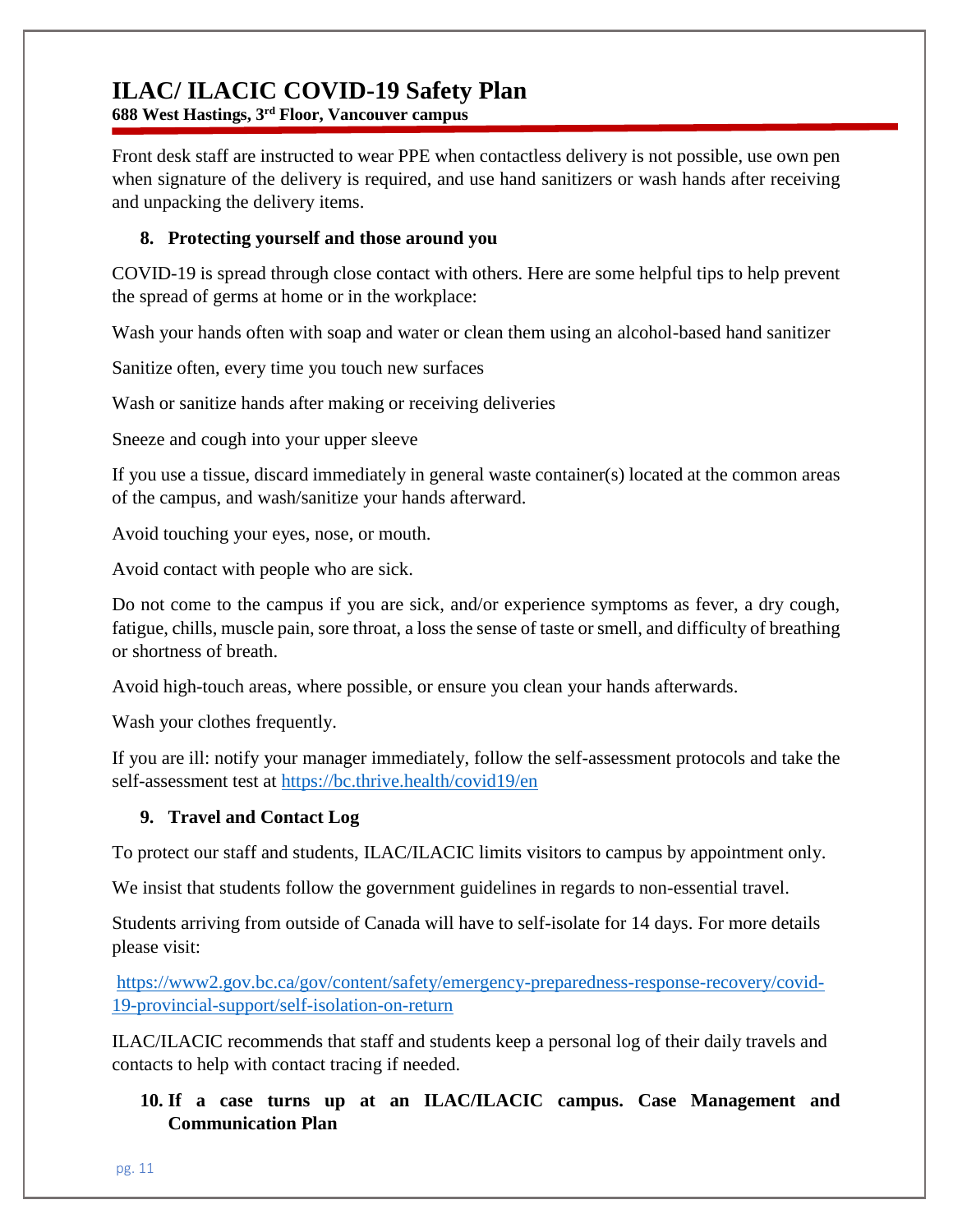Front desk staff are instructed to wear PPE when contactless delivery is not possible, use own pen when signature of the delivery is required, and use hand sanitizers or wash hands after receiving and unpacking the delivery items.

## 8. Protecting yourself and those around you

COVID-19 is spread through close contact with others. Here are some helpful tips to help prevent the spread of germs at home or in the workplace:

Wash your hands often with soap and water or clean them using an alcohol-based hand sanitizer

Sanitize often, every time you touch new surfaces

Wash or sanitize hands after making or receiving deliveries

Sneeze and cough into your upper sleeve

If you use a tissue, discard immediately in general waste container(s) located at the common areas of the campus, and wash/sanitize your hands afterward.

Avoid touching your eyes, nose, or mouth.

Avoid contact with people who are sick.

Do not come to the campus if you are sick, and/or experience symptoms as fever, a dry cough, fatigue, chills, muscle pain, sore throat, a loss the sense of taste or smell, and difficulty of breathing or shortness of breath.

Avoid high-touch areas, where possible, or ensure you clean your hands afterwards.

Wash your clothes frequently.

If you are ill: notify your manager immediately, follow the self-assessment protocols and take the self-assessment test at https://bc.thrive.health/covid19/en

## 9. Travel and Contact Log

To protect our staff and students, ILAC/ILACIC limits visitors to campus by appointment only.

We insist that students follow the government guidelines in regards to non-essential travel.

Students arriving from outside of Canada will have to self-isolate for 14 days. For more details please visit:

https://www2.gov.bc.ca/gov/content/safety/emergency-preparedness-response-recovery/covid-19-provincial-support/self-isolation-on-return

ILAC/ILACIC recommends that staff and students keep a personal log of their daily travels and contacts to help with contact tracing if needed.

## 10. If a case turns up at an ILAC/ILACIC campus. Case Management and Communication Plan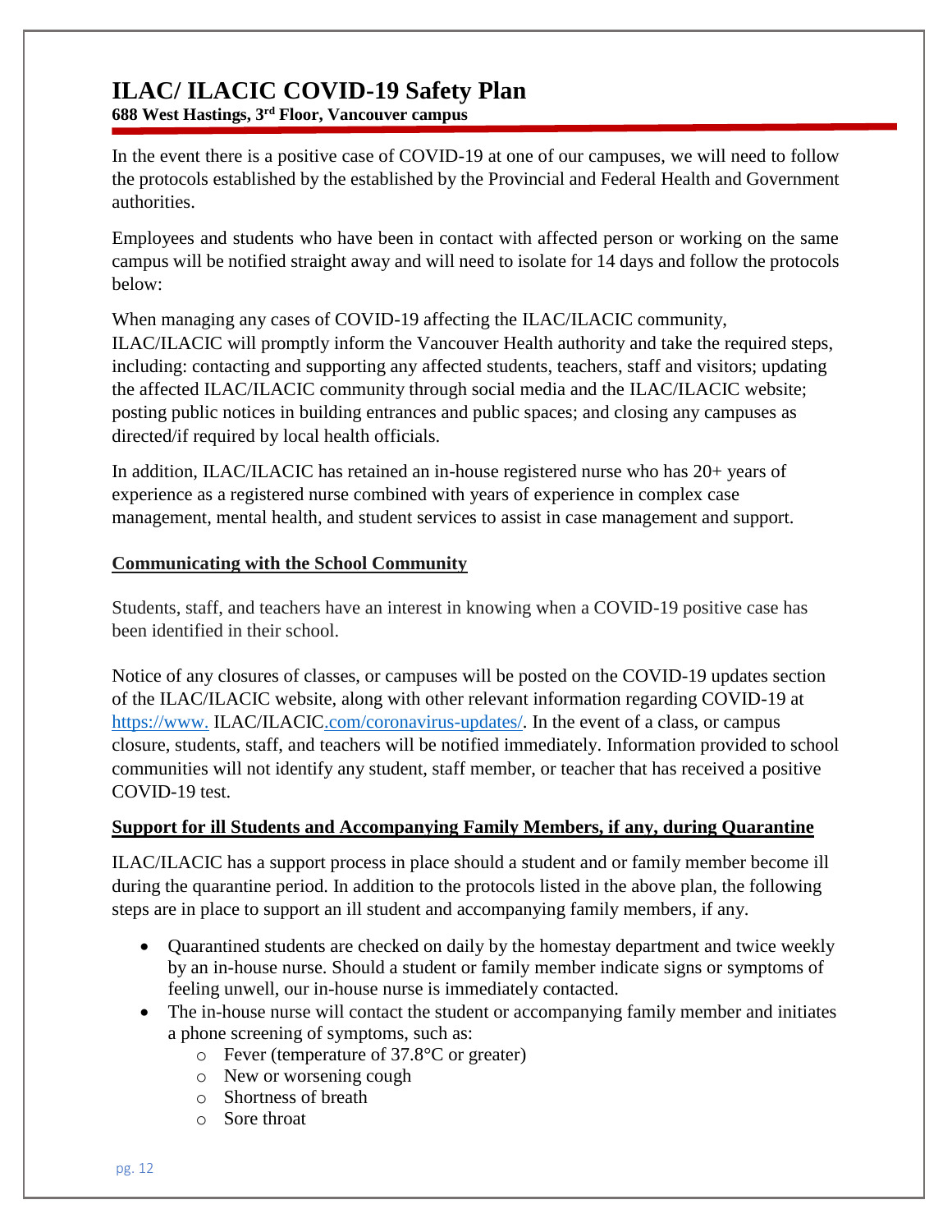# ILAC/ ILACIC COVID-19 Safety Plan

**688 West Hastings, 3rd Floor, Vancouver campus**

In the event there is a positive case of COVID-19 at one of our campuses, we will need to follow the protocols established by the established by the Provincial and Federal Health and Government authorities.

Employees and students who have been in contact with affected person or working on the same campus will be notified straight away and will need to isolate for 14 days and follow the protocols below:

When managing any cases of COVID-19 affecting the ILAC/ILACIC community, ILAC/ILACIC will promptly inform the Vancouver Health authority and take the required steps, including: contacting and supporting any affected students, teachers, staff and visitors; updating the affected ILAC/ILACIC community through social media and the ILAC/ILACIC website; posting public notices in building entrances and public spaces; and closing any campuses as directed/if required by local health officials.

In addition, ILAC/ILACIC has retained an in-house registered nurse who has 20+ years of experience as a registered nurse combined with years of experience in complex case management, mental health, and student services to assist in case management and support.

## Communicating with the School Community

Students, staff, and teachers have an interest in knowing when a COVID-19 positive case has been identified in their school.

Notice of any closures of classes, or campuses will be posted on the COVID-19 updates section of the ILAC/ILACIC website, along with other relevant information regarding COVID-19 at https://www. ILAC/ILACIC.com/coronavirus-updates/. In the event of a class, or campus closure, students, staff, and teachers will be notified immediately. Information provided to school communities will not identify any student, staff member, or teacher that has received a positive COVID-19 test.

## Support for ill Students and Accompanying Family Members, if any, during Quarantine

ILAC/ILACIC has a support process in place should a student and or family member become ill during the quarantine period. In addition to the protocols listed in the above plan, the following steps are in place to support an ill student and accompanying family members, if any.

- Quarantined students are checked on daily by the homestay department and twice weekly by an in-house nurse. Should a student or family member indicate signs or symptoms of feeling unwell, our in-house nurse is immediately contacted.
- The in-house nurse will contact the student or accompanying family member and initiates a phone screening of symptoms, such as:
  - Fever (temperature of 37.8°C or greater)
  - New or worsening cough
  - Shortness of breath
  - Sore throat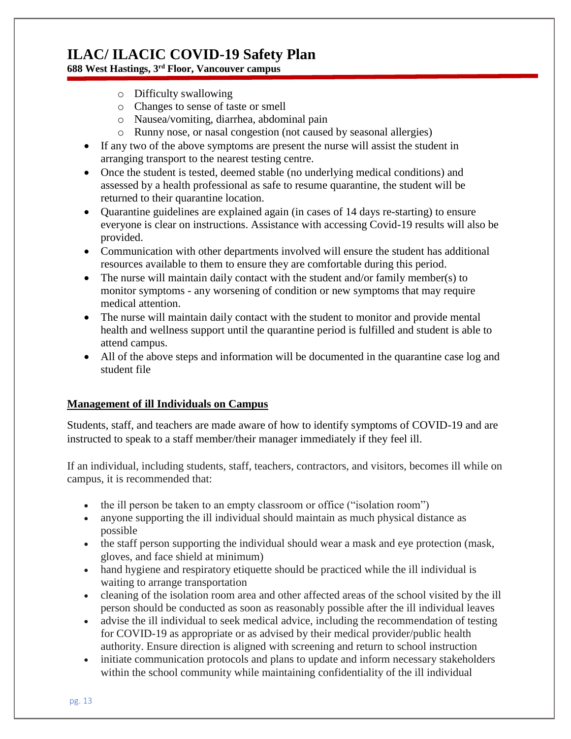- Difficulty swallowing
  - Changes to sense of taste or smell
  - Nausea/vomiting, diarrhea, abdominal pain
  - Runny nose, or nasal congestion (not caused by seasonal allergies)
- If any two of the above symptoms are present the nurse will assist the student in arranging transport to the nearest testing centre.
- Once the student is tested, deemed stable (no underlying medical conditions) and assessed by a health professional as safe to resume quarantine, the student will be returned to their quarantine location.
- Quarantine guidelines are explained again (in cases of 14 days re-starting) to ensure everyone is clear on instructions. Assistance with accessing Covid-19 results will also be provided.
- Communication with other departments involved will ensure the student has additional resources available to them to ensure they are comfortable during this period.
- The nurse will maintain daily contact with the student and/or family member(s) to monitor symptoms - any worsening of condition or new symptoms that may require medical attention.
- The nurse will maintain daily contact with the student to monitor and provide mental health and wellness support until the quarantine period is fulfilled and student is able to attend campus.
- All of the above steps and information will be documented in the quarantine case log and student file

## Management of ill Individuals on Campus

Students, staff, and teachers are made aware of how to identify symptoms of COVID-19 and are instructed to speak to a staff member/their manager immediately if they feel ill.

If an individual, including students, staff, teachers, contractors, and visitors, becomes ill while on campus, it is recommended that:

- the ill person be taken to an empty classroom or office ("isolation room")
- anyone supporting the ill individual should maintain as much physical distance as possible
- the staff person supporting the individual should wear a mask and eye protection (mask, gloves, and face shield at minimum)
- hand hygiene and respiratory etiquette should be practiced while the ill individual is waiting to arrange transportation
- cleaning of the isolation room area and other affected areas of the school visited by the ill person should be conducted as soon as reasonably possible after the ill individual leaves
- advise the ill individual to seek medical advice, including the recommendation of testing for COVID-19 as appropriate or as advised by their medical provider/public health authority. Ensure direction is aligned with screening and return to school instruction
- initiate communication protocols and plans to update and inform necessary stakeholders within the school community while maintaining confidentiality of the ill individual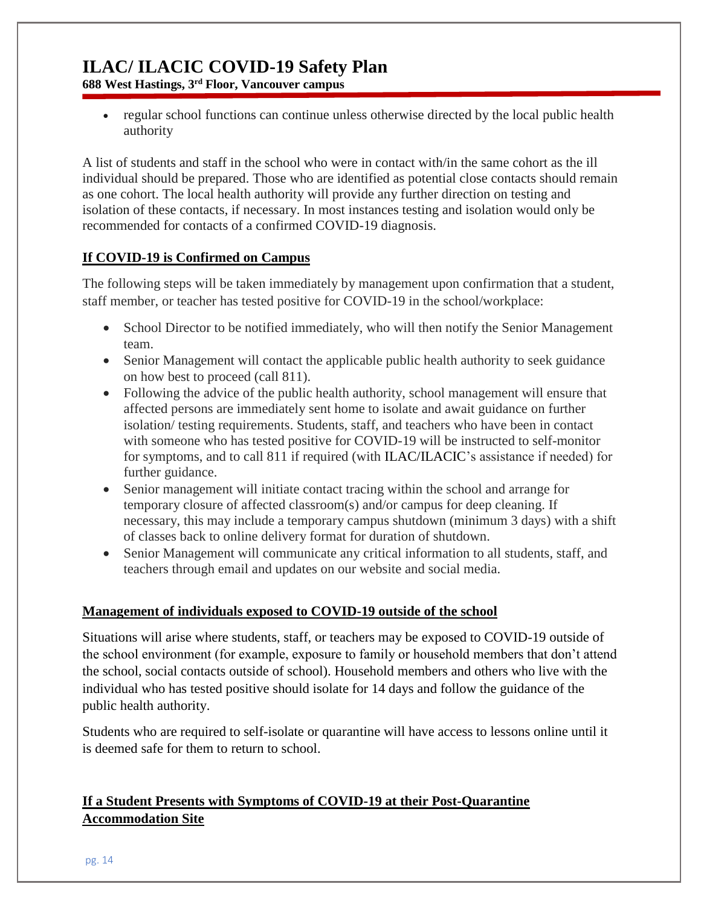- regular school functions can continue unless otherwise directed by the local public health authority

A list of students and staff in the school who were in contact with/in the same cohort as the ill individual should be prepared. Those who are identified as potential close contacts should remain as one cohort. The local health authority will provide any further direction on testing and isolation of these contacts, if necessary. In most instances testing and isolation would only be recommended for contacts of a confirmed COVID-19 diagnosis.

## If COVID-19 is Confirmed on Campus

The following steps will be taken immediately by management upon confirmation that a student, staff member, or teacher has tested positive for COVID-19 in the school/workplace:

- School Director to be notified immediately, who will then notify the Senior Management team.
- Senior Management will contact the applicable public health authority to seek guidance on how best to proceed (call 811).
- Following the advice of the public health authority, school management will ensure that affected persons are immediately sent home to isolate and await guidance on further isolation/ testing requirements. Students, staff, and teachers who have been in contact with someone who has tested positive for COVID-19 will be instructed to self-monitor for symptoms, and to call 811 if required (with ILAC/ILACIC's assistance if needed) for further guidance.
- Senior management will initiate contact tracing within the school and arrange for temporary closure of affected classroom(s) and/or campus for deep cleaning. If necessary, this may include a temporary campus shutdown (minimum 3 days) with a shift of classes back to online delivery format for duration of shutdown.
- Senior Management will communicate any critical information to all students, staff, and teachers through email and updates on our website and social media.

## Management of individuals exposed to COVID-19 outside of the school

Situations will arise where students, staff, or teachers may be exposed to COVID-19 outside of the school environment (for example, exposure to family or household members that don't attend the school, social contacts outside of school). Household members and others who live with the individual who has tested positive should isolate for 14 days and follow the guidance of the public health authority.

Students who are required to self-isolate or quarantine will have access to lessons online until it is deemed safe for them to return to school.

## If a Student Presents with Symptoms of COVID-19 at their Post-Quarantine Accommodation Site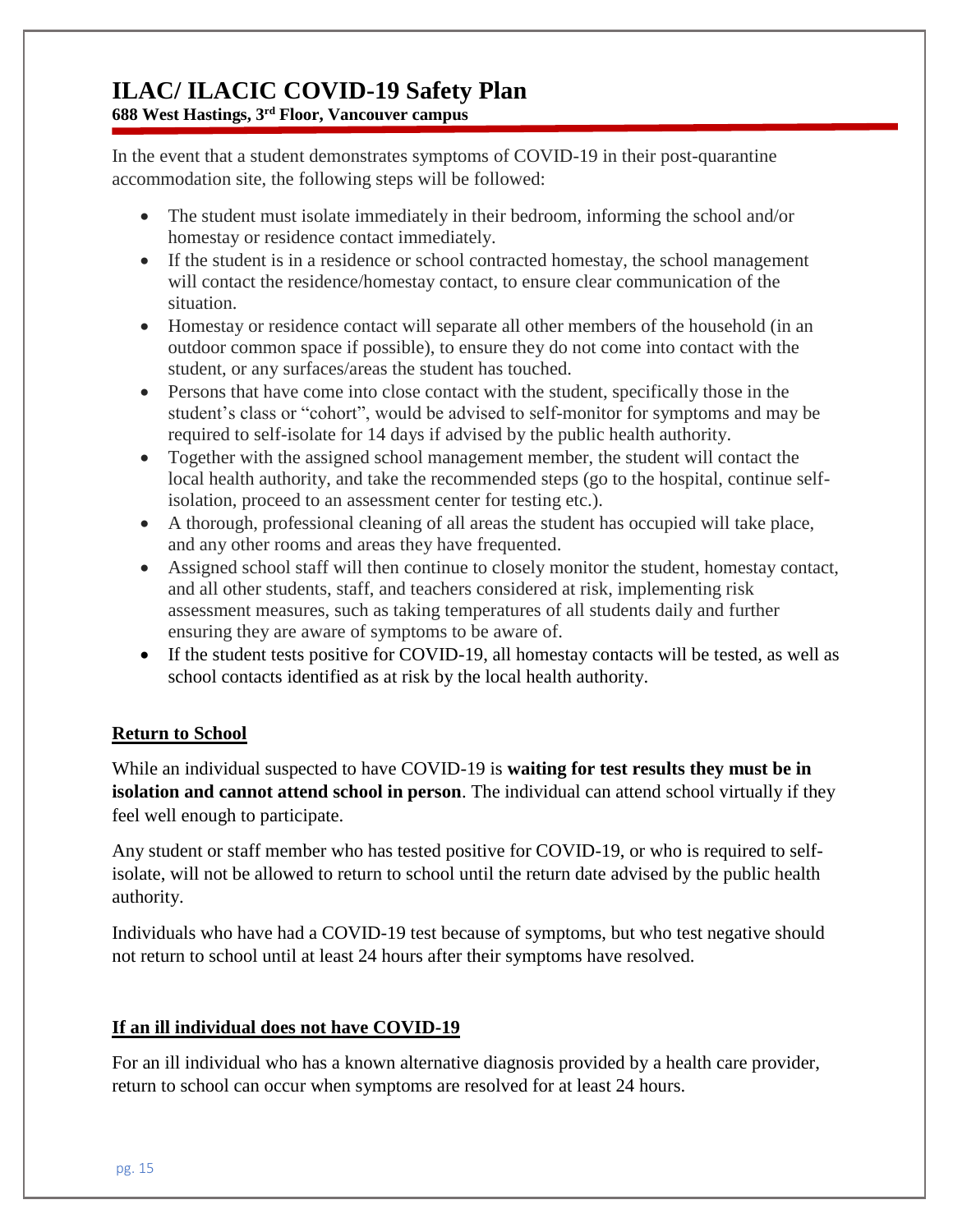# ILAC/ ILACIC COVID-19 Safety Plan

**688 West Hastings, 3rd Floor, Vancouver campus**

In the event that a student demonstrates symptoms of COVID-19 in their post-quarantine accommodation site, the following steps will be followed:

- The student must isolate immediately in their bedroom, informing the school and/or homestay or residence contact immediately.
- If the student is in a residence or school contracted homestay, the school management will contact the residence/homestay contact, to ensure clear communication of the situation.
- Homestay or residence contact will separate all other members of the household (in an outdoor common space if possible), to ensure they do not come into contact with the student, or any surfaces/areas the student has touched.
- Persons that have come into close contact with the student, specifically those in the student's class or "cohort", would be advised to self-monitor for symptoms and may be required to self-isolate for 14 days if advised by the public health authority.
- Together with the assigned school management member, the student will contact the local health authority, and take the recommended steps (go to the hospital, continue self-isolation, proceed to an assessment center for testing etc.).
- A thorough, professional cleaning of all areas the student has occupied will take place, and any other rooms and areas they have frequented.
- Assigned school staff will then continue to closely monitor the student, homestay contact, and all other students, staff, and teachers considered at risk, implementing risk assessment measures, such as taking temperatures of all students daily and further ensuring they are aware of symptoms to be aware of.
- If the student tests positive for COVID-19, all homestay contacts will be tested, as well as school contacts identified as at risk by the local health authority.

## Return to School

While an individual suspected to have COVID-19 is **waiting for test results they must be in isolation and cannot attend school in person**. The individual can attend school virtually if they feel well enough to participate.

Any student or staff member who has tested positive for COVID-19, or who is required to self-isolate, will not be allowed to return to school until the return date advised by the public health authority.

Individuals who have had a COVID-19 test because of symptoms, but who test negative should not return to school until at least 24 hours after their symptoms have resolved.

## If an ill individual does not have COVID-19

For an ill individual who has a known alternative diagnosis provided by a health care provider, return to school can occur when symptoms are resolved for at least 24 hours.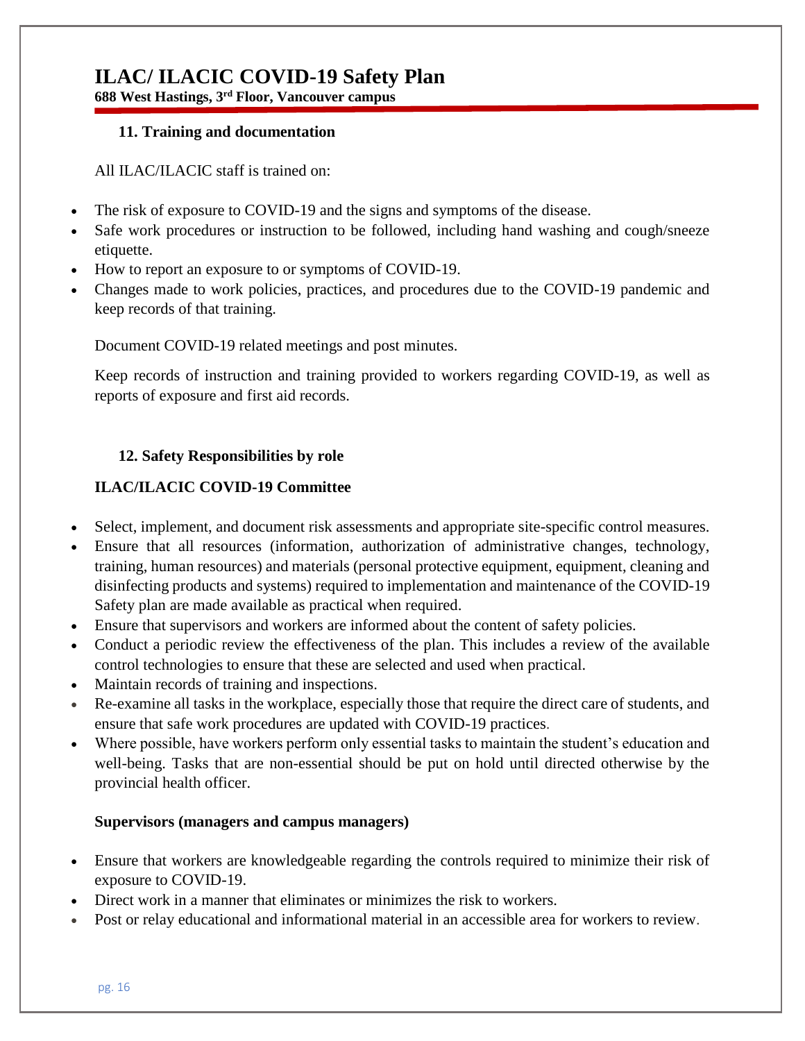### 11. Training and documentation

All ILAC/ILACIC staff is trained on:

- The risk of exposure to COVID-19 and the signs and symptoms of the disease.
- Safe work procedures or instruction to be followed, including hand washing and cough/sneeze etiquette.
- How to report an exposure to or symptoms of COVID-19.
- Changes made to work policies, practices, and procedures due to the COVID-19 pandemic and keep records of that training.

Document COVID-19 related meetings and post minutes.

Keep records of instruction and training provided to workers regarding COVID-19, as well as reports of exposure and first aid records.

### 12. Safety Responsibilities by role

**ILAC/ILACIC COVID-19 Committee**

- Select, implement, and document risk assessments and appropriate site-specific control measures.
- Ensure that all resources (information, authorization of administrative changes, technology, training, human resources) and materials (personal protective equipment, equipment, cleaning and disinfecting products and systems) required to implementation and maintenance of the COVID-19 Safety plan are made available as practical when required.
- Ensure that supervisors and workers are informed about the content of safety policies.
- Conduct a periodic review the effectiveness of the plan. This includes a review of the available control technologies to ensure that these are selected and used when practical.
- Maintain records of training and inspections.
- Re-examine all tasks in the workplace, especially those that require the direct care of students, and ensure that safe work procedures are updated with COVID-19 practices.
- Where possible, have workers perform only essential tasks to maintain the student's education and well-being. Tasks that are non-essential should be put on hold until directed otherwise by the provincial health officer.

**Supervisors (managers and campus managers)**

- Ensure that workers are knowledgeable regarding the controls required to minimize their risk of exposure to COVID-19.
- Direct work in a manner that eliminates or minimizes the risk to workers.
- Post or relay educational and informational material in an accessible area for workers to review.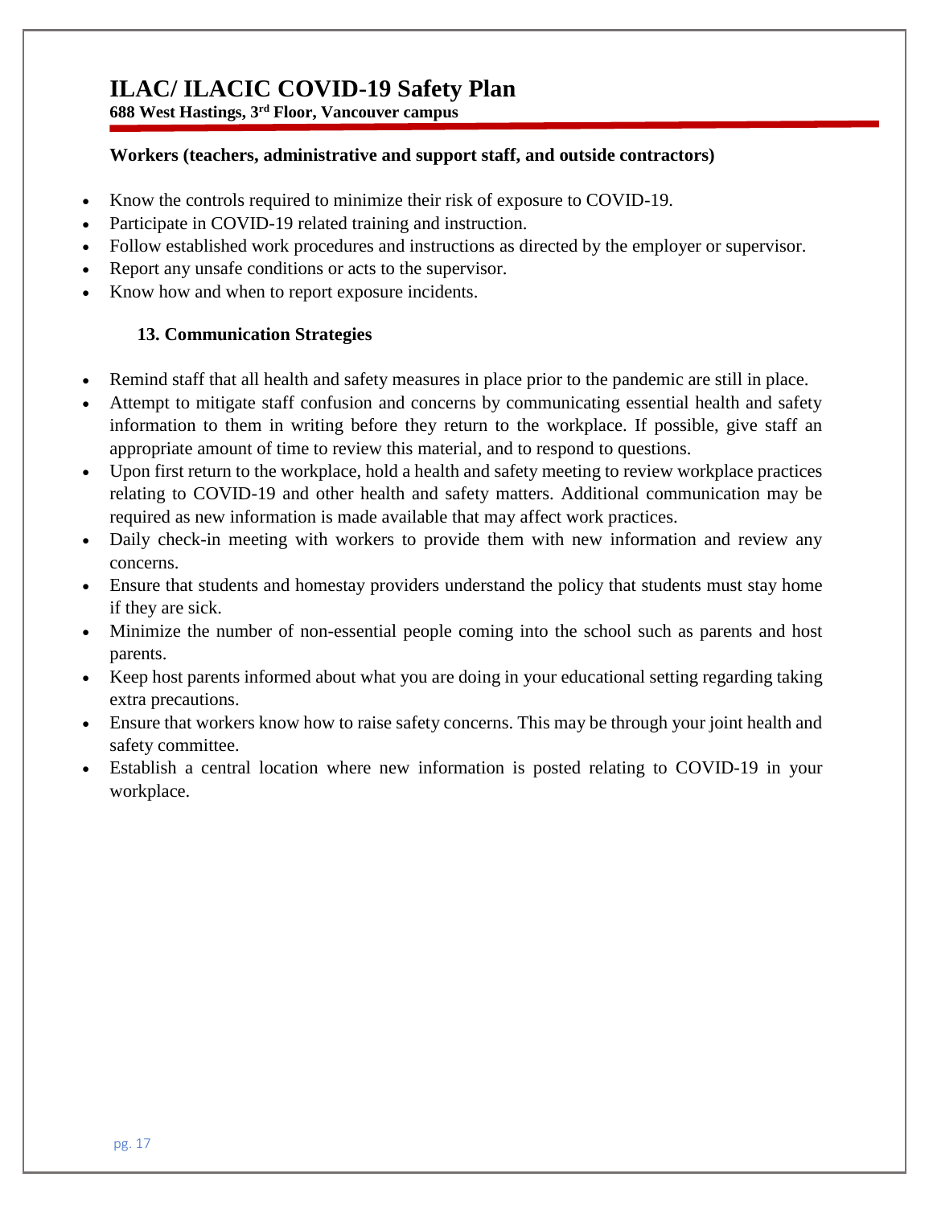**Workers (teachers, administrative and support staff, and outside contractors)**

- Know the controls required to minimize their risk of exposure to COVID-19.
- Participate in COVID-19 related training and instruction.
- Follow established work procedures and instructions as directed by the employer or supervisor.
- Report any unsafe conditions or acts to the supervisor.
- Know how and when to report exposure incidents.

## 13. Communication Strategies

- Remind staff that all health and safety measures in place prior to the pandemic are still in place.
- Attempt to mitigate staff confusion and concerns by communicating essential health and safety information to them in writing before they return to the workplace. If possible, give staff an appropriate amount of time to review this material, and to respond to questions.
- Upon first return to the workplace, hold a health and safety meeting to review workplace practices relating to COVID-19 and other health and safety matters. Additional communication may be required as new information is made available that may affect work practices.
- Daily check-in meeting with workers to provide them with new information and review any concerns.
- Ensure that students and homestay providers understand the policy that students must stay home if they are sick.
- Minimize the number of non-essential people coming into the school such as parents and host parents.
- Keep host parents informed about what you are doing in your educational setting regarding taking extra precautions.
- Ensure that workers know how to raise safety concerns. This may be through your joint health and safety committee.
- Establish a central location where new information is posted relating to COVID-19 in your workplace.